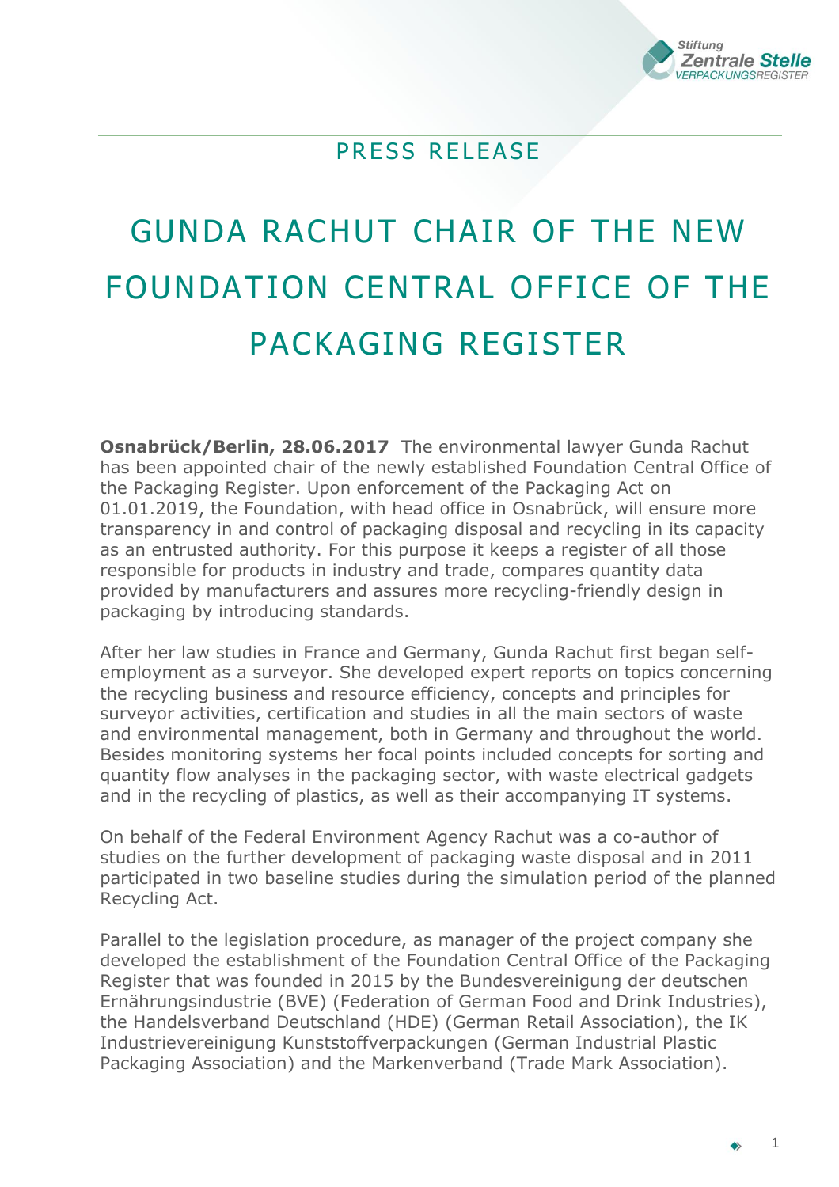PRESS RELEASE

# GUNDA RACHUT CHAIR OF THE NEW FOUNDATION CENTRAL OFFICE OF THE PACKAGING REGISTER

**Osnabrück/Berlin, 28.06.2017** The environmental lawyer Gunda Rachut has been appointed chair of the newly established Foundation Central Office of the Packaging Register. Upon enforcement of the Packaging Act on 01.01.2019, the Foundation, with head office in Osnabrück, will ensure more transparency in and control of packaging disposal and recycling in its capacity as an entrusted authority. For this purpose it keeps a register of all those responsible for products in industry and trade, compares quantity data provided by manufacturers and assures more recycling-friendly design in packaging by introducing standards.

After her law studies in France and Germany, Gunda Rachut first began self-employment as a surveyor. She developed expert reports on topics concerning the recycling business and resource efficiency, concepts and principles for surveyor activities, certification and studies in all the main sectors of waste and environmental management, both in Germany and throughout the world. Besides monitoring systems her focal points included concepts for sorting and quantity flow analyses in the packaging sector, with waste electrical gadgets and in the recycling of plastics, as well as their accompanying IT systems.

On behalf of the Federal Environment Agency Rachut was a co-author of studies on the further development of packaging waste disposal and in 2011 participated in two baseline studies during the simulation period of the planned Recycling Act.

Parallel to the legislation procedure, as manager of the project company she developed the establishment of the Foundation Central Office of the Packaging Register that was founded in 2015 by the Bundesvereinigung der deutschen Ernährungsindustrie (BVE) (Federation of German Food and Drink Industries), the Handelsverband Deutschland (HDE) (German Retail Association), the IK Industrievereinigung Kunststoffverpackungen (German Industrial Plastic Packaging Association) and the Markenverband (Trade Mark Association).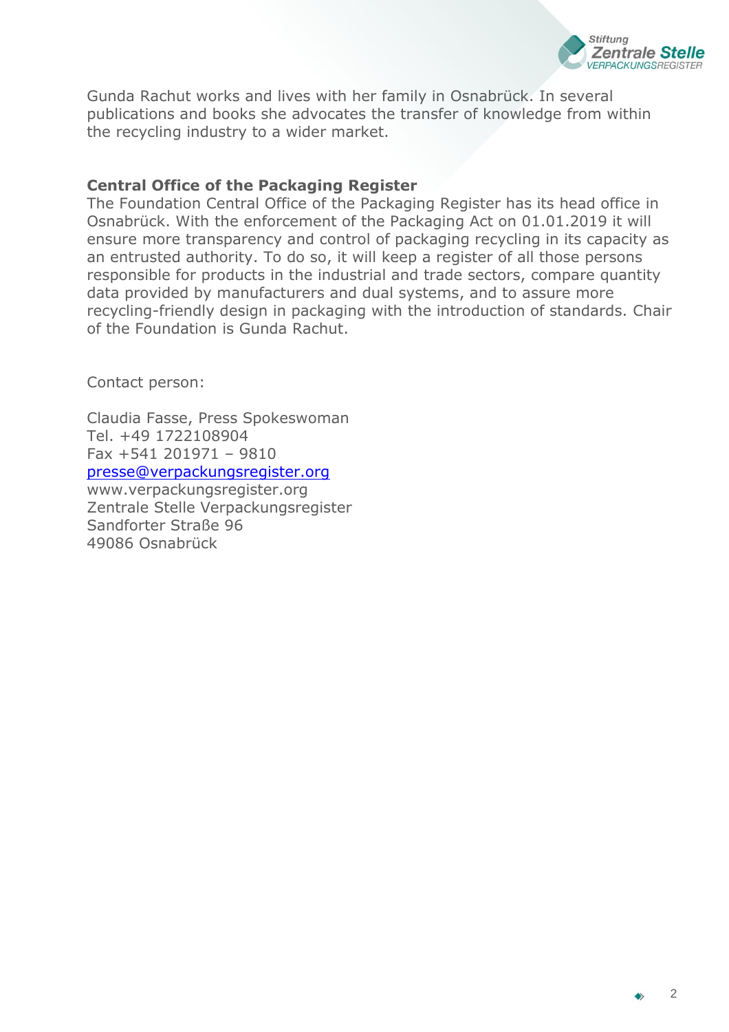Gunda Rachut works and lives with her family in Osnabrück. In several publications and books she advocates the transfer of knowledge from within the recycling industry to a wider market.

**Central Office of the Packaging Register**

The Foundation Central Office of the Packaging Register has its head office in Osnabrück. With the enforcement of the Packaging Act on 01.01.2019 it will ensure more transparency and control of packaging recycling in its capacity as an entrusted authority. To do so, it will keep a register of all those persons responsible for products in the industrial and trade sectors, compare quantity data provided by manufacturers and dual systems, and to assure more recycling-friendly design in packaging with the introduction of standards. Chair of the Foundation is Gunda Rachut.

Contact person:

Claudia Fasse, Press Spokeswoman
Tel. +49 1722108904
Fax +541 201971 – 9810
presse@verpackungsregister.org
www.verpackungsregister.org
Zentrale Stelle Verpackungsregister
Sandforter Straße 96
49086 Osnabrück